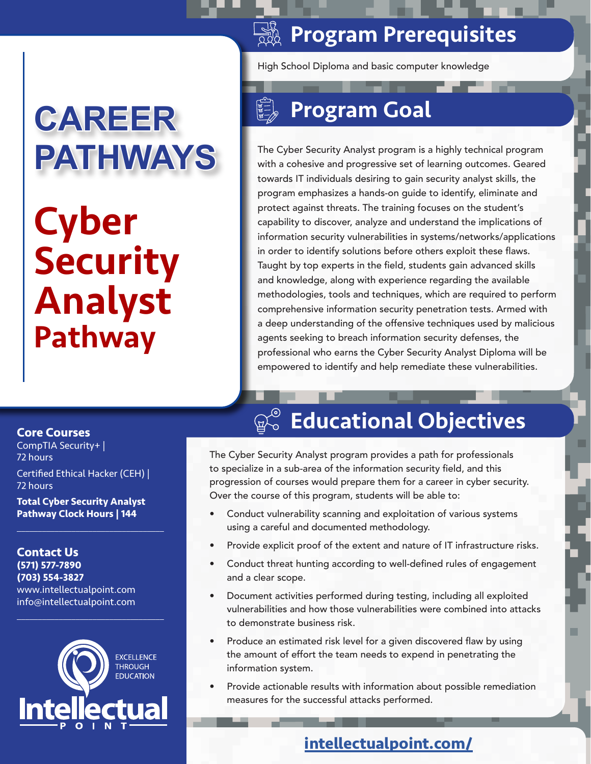# CAREER PATHWAYS

# Cyber Security Analyst Pathway

**Core Courses**

CompTIA Security+ | 72 hours

Certified Ethical Hacker (CEH) | 72 hours

**Total Cyber Security Analyst Pathway Clock Hours | 144**

**Contact Us**

**(571) 577-7890**

**(703) 554-3827**

www.intellectualpoint.com

info@intellectualpoint.com

EXCELLENCE THROUGH EDUCATION

Intellectual POINT

## Program Prerequisites

High School Diploma and basic computer knowledge

## Program Goal

The Cyber Security Analyst program is a highly technical program with a cohesive and progressive set of learning outcomes. Geared towards IT individuals desiring to gain security analyst skills, the program emphasizes a hands-on guide to identify, eliminate and protect against threats. The training focuses on the student's capability to discover, analyze and understand the implications of information security vulnerabilities in systems/networks/applications in order to identify solutions before others exploit these flaws. Taught by top experts in the field, students gain advanced skills and knowledge, along with experience regarding the available methodologies, tools and techniques, which are required to perform comprehensive information security penetration tests. Armed with a deep understanding of the offensive techniques used by malicious agents seeking to breach information security defenses, the professional who earns the Cyber Security Analyst Diploma will be empowered to identify and help remediate these vulnerabilities.

## Educational Objectives

The Cyber Security Analyst program provides a path for professionals to specialize in a sub-area of the information security field, and this progression of courses would prepare them for a career in cyber security. Over the course of this program, students will be able to:

- Conduct vulnerability scanning and exploitation of various systems using a careful and documented methodology.
- Provide explicit proof of the extent and nature of IT infrastructure risks.
- Conduct threat hunting according to well-defined rules of engagement and a clear scope.
- Document activities performed during testing, including all exploited vulnerabilities and how those vulnerabilities were combined into attacks to demonstrate business risk.
- Produce an estimated risk level for a given discovered flaw by using the amount of effort the team needs to expend in penetrating the information system.
- Provide actionable results with information about possible remediation measures for the successful attacks performed.

intellectualpoint.com/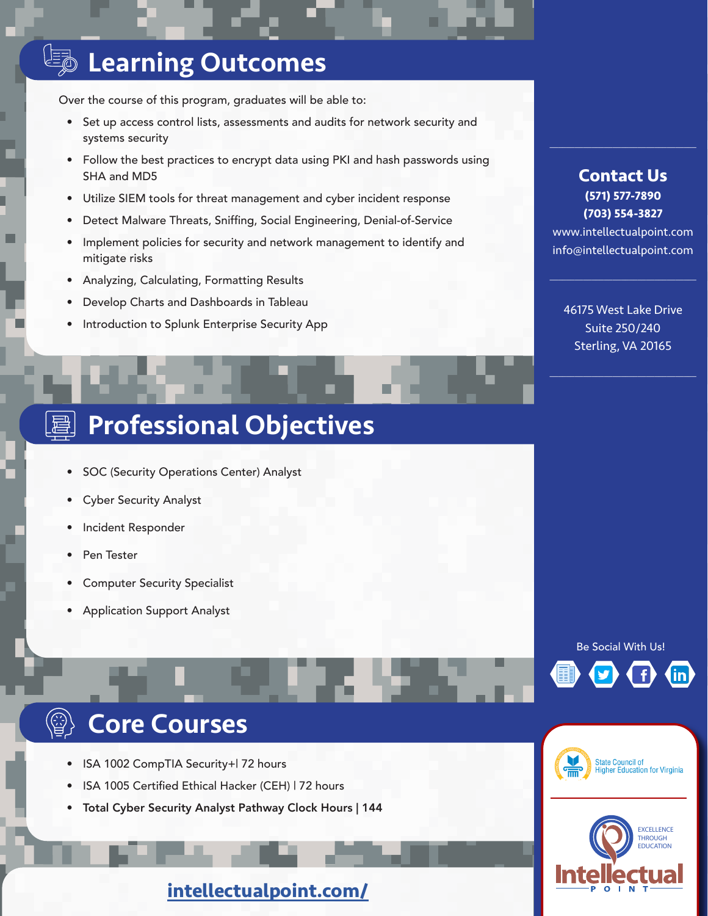## Learning Outcomes

Over the course of this program, graduates will be able to:

- Set up access control lists, assessments and audits for network security and systems security
- Follow the best practices to encrypt data using PKI and hash passwords using SHA and MD5
- Utilize SIEM tools for threat management and cyber incident response
- Detect Malware Threats, Sniffing, Social Engineering, Denial-of-Service
- Implement policies for security and network management to identify and mitigate risks
- Analyzing, Calculating, Formatting Results
- Develop Charts and Dashboards in Tableau
- Introduction to Splunk Enterprise Security App

## Professional Objectives

- SOC (Security Operations Center) Analyst
- Cyber Security Analyst
- Incident Responder
- Pen Tester
- Computer Security Specialist
- Application Support Analyst

## Core Courses

- ISA 1002 CompTIA Security+ | 72 hours
- ISA 1005 Certified Ethical Hacker (CEH) | 72 hours
- **Total Cyber Security Analyst Pathway Clock Hours | 144**

**intellectualpoint.com/**

## Contact Us

**(571) 577-7890**
**(703) 554-3827**
www.intellectualpoint.com
info@intellectualpoint.com

46175 West Lake Drive
Suite 250/240
Sterling, VA 20165

Be Social With Us!

State Council of Higher Education for Virginia

EXCELLENCE THROUGH EDUCATION
Intellectual
POINT